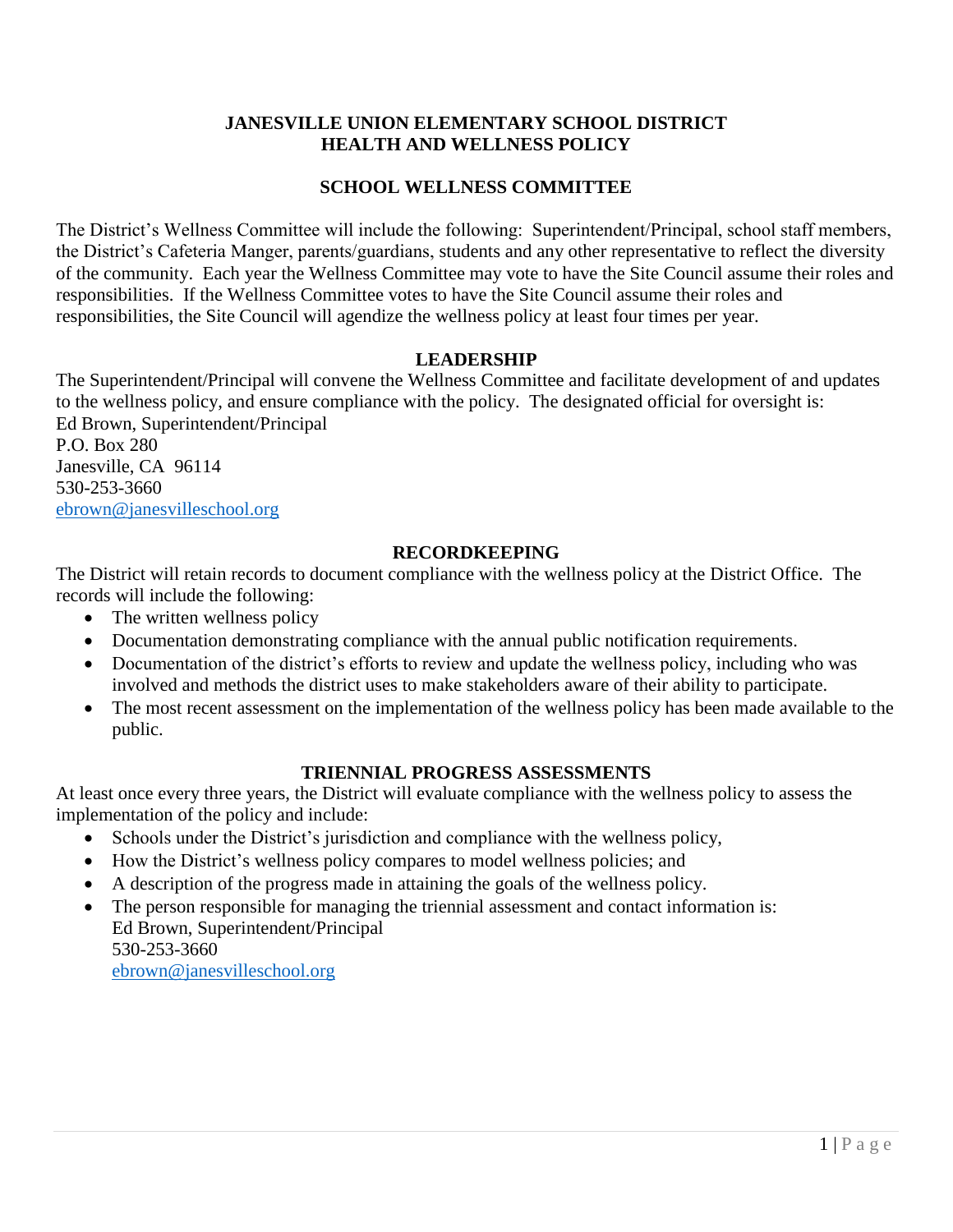# JANESVILLE UNION ELEMENTARY SCHOOL DISTRICT
# HEALTH AND WELLNESS POLICY

## SCHOOL WELLNESS COMMITTEE

The District's Wellness Committee will include the following: Superintendent/Principal, school staff members, the District's Cafeteria Manger, parents/guardians, students and any other representative to reflect the diversity of the community. Each year the Wellness Committee may vote to have the Site Council assume their roles and responsibilities. If the Wellness Committee votes to have the Site Council assume their roles and responsibilities, the Site Council will agendize the wellness policy at least four times per year.

## LEADERSHIP

The Superintendent/Principal will convene the Wellness Committee and facilitate development of and updates to the wellness policy, and ensure compliance with the policy. The designated official for oversight is:
Ed Brown, Superintendent/Principal
P.O. Box 280
Janesville, CA 96114
530-253-3660
ebrown@janesvilleschool.org

## RECORDKEEPING

The District will retain records to document compliance with the wellness policy at the District Office. The records will include the following:

- The written wellness policy
- Documentation demonstrating compliance with the annual public notification requirements.
- Documentation of the district's efforts to review and update the wellness policy, including who was involved and methods the district uses to make stakeholders aware of their ability to participate.
- The most recent assessment on the implementation of the wellness policy has been made available to the public.

## TRIENNIAL PROGRESS ASSESSMENTS

At least once every three years, the District will evaluate compliance with the wellness policy to assess the implementation of the policy and include:

- Schools under the District's jurisdiction and compliance with the wellness policy,
- How the District's wellness policy compares to model wellness policies; and
- A description of the progress made in attaining the goals of the wellness policy.
- The person responsible for managing the triennial assessment and contact information is:
  Ed Brown, Superintendent/Principal
  530-253-3660
  ebrown@janesvilleschool.org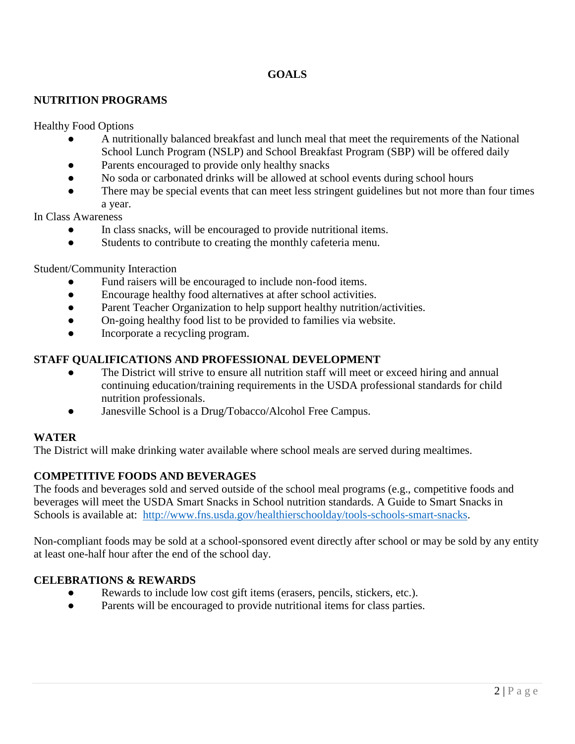# GOALS

## NUTRITION PROGRAMS

Healthy Food Options

- A nutritionally balanced breakfast and lunch meal that meet the requirements of the National School Lunch Program (NSLP) and School Breakfast Program (SBP) will be offered daily
- Parents encouraged to provide only healthy snacks
- No soda or carbonated drinks will be allowed at school events during school hours
- There may be special events that can meet less stringent guidelines but not more than four times a year.

In Class Awareness

- In class snacks, will be encouraged to provide nutritional items.
- Students to contribute to creating the monthly cafeteria menu.

Student/Community Interaction

- Fund raisers will be encouraged to include non-food items.
- Encourage healthy food alternatives at after school activities.
- Parent Teacher Organization to help support healthy nutrition/activities.
- On-going healthy food list to be provided to families via website.
- Incorporate a recycling program.

## STAFF QUALIFICATIONS AND PROFESSIONAL DEVELOPMENT

- The District will strive to ensure all nutrition staff will meet or exceed hiring and annual continuing education/training requirements in the USDA professional standards for child nutrition professionals.
- Janesville School is a Drug/Tobacco/Alcohol Free Campus.

## WATER

The District will make drinking water available where school meals are served during mealtimes.

## COMPETITIVE FOODS AND BEVERAGES

The foods and beverages sold and served outside of the school meal programs (e.g., competitive foods and beverages will meet the USDA Smart Snacks in School nutrition standards. A Guide to Smart Snacks in Schools is available at: [http://www.fns.usda.gov/healthierschoolday/tools-schools-smart-snacks](http://www.fns.usda.gov/healthierschoolday/tools-schools-smart-snacks).

Non-compliant foods may be sold at a school-sponsored event directly after school or may be sold by any entity at least one-half hour after the end of the school day.

## CELEBRATIONS & REWARDS

- Rewards to include low cost gift items (erasers, pencils, stickers, etc.).
- Parents will be encouraged to provide nutritional items for class parties.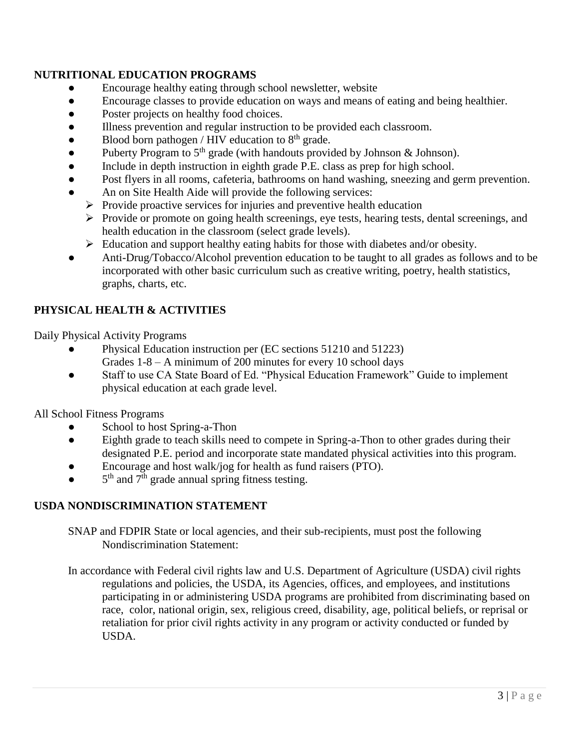**NUTRITIONAL EDUCATION PROGRAMS**

- Encourage healthy eating through school newsletter, website
- Encourage classes to provide education on ways and means of eating and being healthier.
- Poster projects on healthy food choices.
- Illness prevention and regular instruction to be provided each classroom.
- Blood born pathogen / HIV education to 8th grade.
- Puberty Program to 5th grade (with handouts provided by Johnson & Johnson).
- Include in depth instruction in eighth grade P.E. class as prep for high school.
- Post flyers in all rooms, cafeteria, bathrooms on hand washing, sneezing and germ prevention.
- An on Site Health Aide will provide the following services:
  - Provide proactive services for injuries and preventive health education
  - Provide or promote on going health screenings, eye tests, hearing tests, dental screenings, and health education in the classroom (select grade levels).
  - Education and support healthy eating habits for those with diabetes and/or obesity.
- Anti-Drug/Tobacco/Alcohol prevention education to be taught to all grades as follows and to be incorporated with other basic curriculum such as creative writing, poetry, health statistics, graphs, charts, etc.

**PHYSICAL HEALTH & ACTIVITIES**

Daily Physical Activity Programs

- Physical Education instruction per (EC sections 51210 and 51223)
  Grades 1-8 – A minimum of 200 minutes for every 10 school days
- Staff to use CA State Board of Ed. "Physical Education Framework" Guide to implement physical education at each grade level.

All School Fitness Programs

- School to host Spring-a-Thon
- Eighth grade to teach skills need to compete in Spring-a-Thon to other grades during their designated P.E. period and incorporate state mandated physical activities into this program.
- Encourage and host walk/jog for health as fund raisers (PTO).
- 5th and 7th grade annual spring fitness testing.

**USDA NONDISCRIMINATION STATEMENT**

SNAP and FDPIR State or local agencies, and their sub-recipients, must post the following Nondiscrimination Statement:

In accordance with Federal civil rights law and U.S. Department of Agriculture (USDA) civil rights regulations and policies, the USDA, its Agencies, offices, and employees, and institutions participating in or administering USDA programs are prohibited from discriminating based on race, color, national origin, sex, religious creed, disability, age, political beliefs, or reprisal or retaliation for prior civil rights activity in any program or activity conducted or funded by USDA.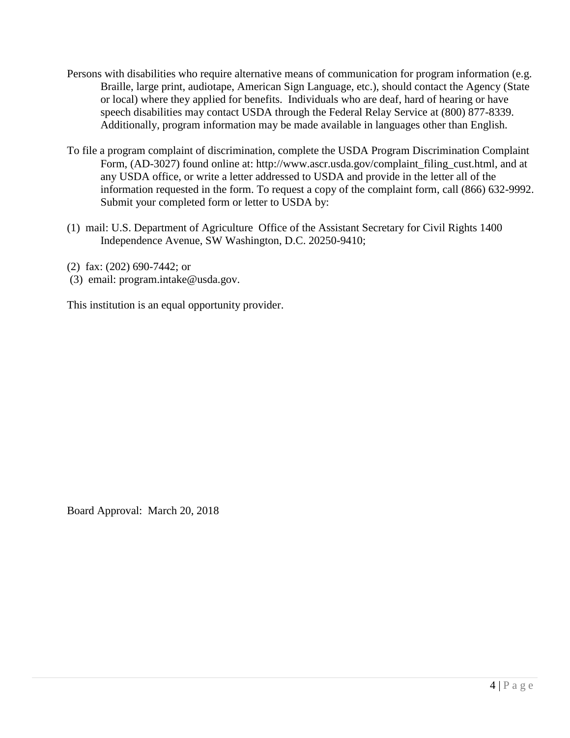Persons with disabilities who require alternative means of communication for program information (e.g. Braille, large print, audiotape, American Sign Language, etc.), should contact the Agency (State or local) where they applied for benefits. Individuals who are deaf, hard of hearing or have speech disabilities may contact USDA through the Federal Relay Service at (800) 877-8339. Additionally, program information may be made available in languages other than English.

To file a program complaint of discrimination, complete the USDA Program Discrimination Complaint Form, (AD-3027) found online at: http://www.ascr.usda.gov/complaint_filing_cust.html, and at any USDA office, or write a letter addressed to USDA and provide in the letter all of the information requested in the form. To request a copy of the complaint form, call (866) 632-9992. Submit your completed form or letter to USDA by:

(1) mail: U.S. Department of Agriculture Office of the Assistant Secretary for Civil Rights 1400 Independence Avenue, SW Washington, D.C. 20250-9410;

(2) fax: (202) 690-7442; or

(3) email: program.intake@usda.gov.

This institution is an equal opportunity provider.

Board Approval: March 20, 2018